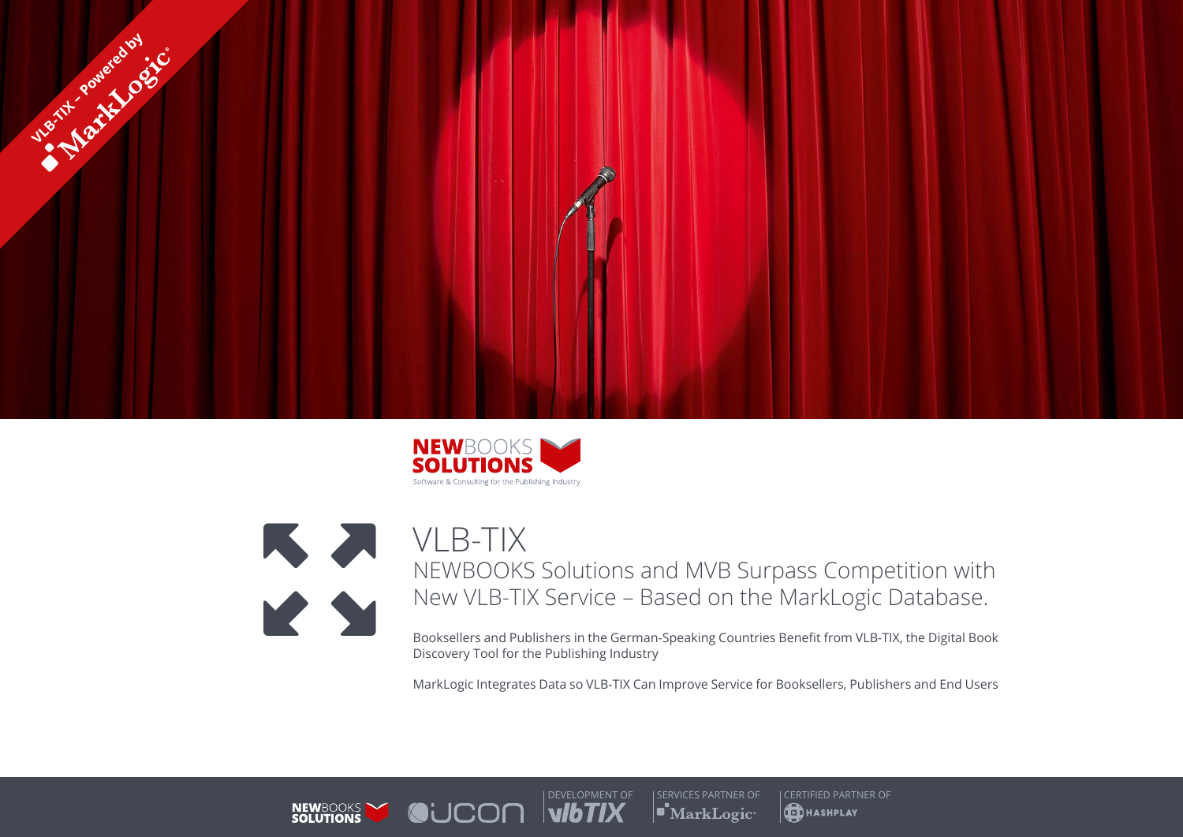VLB-TIX – Powered by MarkLogic

NEWBOOKS SOLUTIONS
Software & Consulting for the Publishing Industry

# VLB-TIX

## NEWBOOKS Solutions and MVB Surpass Competition with New VLB-TIX Service – Based on the MarkLogic Database.

Booksellers and Publishers in the German-Speaking Countries Benefit from VLB-TIX, the Digital Book Discovery Tool for the Publishing Industry

MarkLogic Integrates Data so VLB-TIX Can Improve Service for Booksellers, Publishers and End Users

NEWBOOKS SOLUTIONS | UCON | DEVELOPMENT OF vlbTIX | SERVICES PARTNER OF MarkLogic | CERTIFIED PARTNER OF HASHPLAY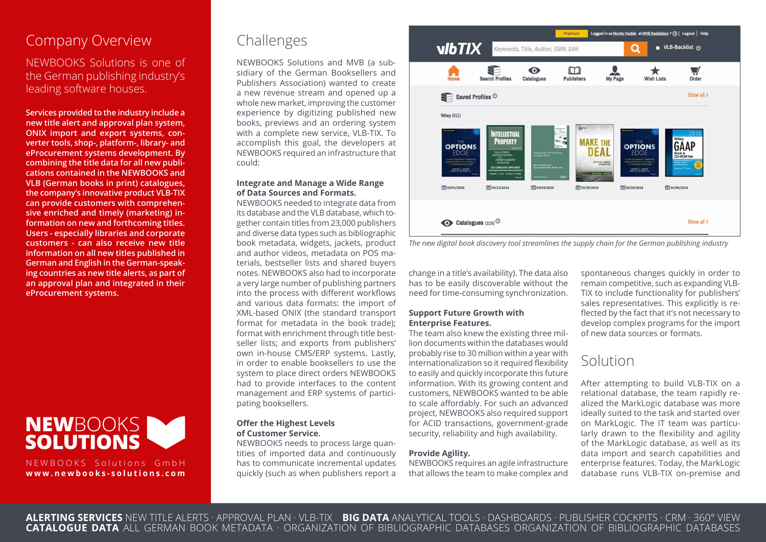# Company Overview

NEWBOOKS Solutions is one of the German publishing industry's leading software houses.

**Services provided to the industry include a new title alert and approval plan system, ONIX import and export systems, converter tools, shop-, platform-, library- and eProcurement systems development. By combining the title data for all new publications contained in the NEWBOOKS and VLB (German books in print) catalogues, the company's innovative product VLB-TIX can provide customers with comprehensive enriched and timely (marketing) information on new and forthcoming titles. Users - especially libraries and corporate customers - can also receive new title information on all new titles published in German and English in the German-speaking countries as new title alerts, as part of an approval plan and integrated in their eProcurement systems.**

**NEW**BOOKS **SOLUTIONS**

NEWBOOKS Solutions GmbH
**www.newbooks-solutions.com**

# Challenges

NEWBOOKS Solutions and MVB (a subsidiary of the German Booksellers and Publishers Association) wanted to create a new revenue stream and opened up a whole new market, improving the customer experience by digitizing published new books, previews and an ordering system with a complete new service, VLB-TIX. To accomplish this goal, the developers at NEWBOOKS required an infrastructure that could:

### Integrate and Manage a Wide Range of Data Sources and Formats.

NEWBOOKS needed to integrate data from its database and the VLB database, which together contain titles from 23,000 publishers and diverse data types such as bibliographic book metadata, widgets, jackets, product and author videos, metadata on POS materials, bestseller lists and shared buyers notes. NEWBOOKS also had to incorporate a very large number of publishing partners into the process with different workflows and various data formats: the import of XML-based ONIX (the standard transport format for metadata in the book trade); format with enrichment through title bestseller lists; and exports from publishers' own in-house CMS/ERP systems. Lastly, in order to enable booksellers to use the system to place direct orders NEWBOOKS had to provide interfaces to the content management and ERP systems of participating booksellers.

### Offer the Highest Levels of Customer Service.

NEWBOOKS needs to process large quantities of imported data and continuously has to communicate incremental updates quickly (such as when publishers report a change in a title's availability). The data also has to be easily discoverable without the need for time-consuming synchronization.

*The new digital book discovery tool streamlines the supply chain for the German publishing industry*

### Support Future Growth with Enterprise Features.

The team also knew the existing three million documents within the databases would probably rise to 30 million within a year with internationalization so it required flexibility to easily and quickly incorporate this future information. With its growing content and customers, NEWBOOKS wanted to be able to scale affordably. For such an advanced project, NEWBOOKS also required support for ACID transactions, government-grade security, reliability and high availability.

### Provide Agility.

NEWBOOKS requires an agile infrastructure that allows the team to make complex and spontaneous changes quickly in order to remain competitive, such as expanding VLB-TIX to include functionality for publishers' sales representatives. This explicitly is reflected by the fact that it's not necessary to develop complex programs for the import of new data sources or formats.

# Solution

After attempting to build VLB-TIX on a relational database, the team rapidly realized the MarkLogic database was more ideally suited to the task and started over on MarkLogic. The IT team was particularly drawn to the flexibility and agility of the MarkLogic database, as well as its data import and search capabilities and enterprise features. Today, the MarkLogic database runs VLB-TIX on-premise and

**ALERTING SERVICES** NEW TITLE ALERTS · APPROVAL PLAN · VLB-TIX **BIG DATA** ANALYTICAL TOOLS · DASHBOARDS · PUBLISHER COCKPITS · CRM · 360° VIEW
**CATALOGUE DATA** ALL GERMAN BOOK METADATA · ORGANIZATION OF BIBLIOGRAPHIC DATABASES ORGANIZATION OF BIBLIOGRAPHIC DATABASES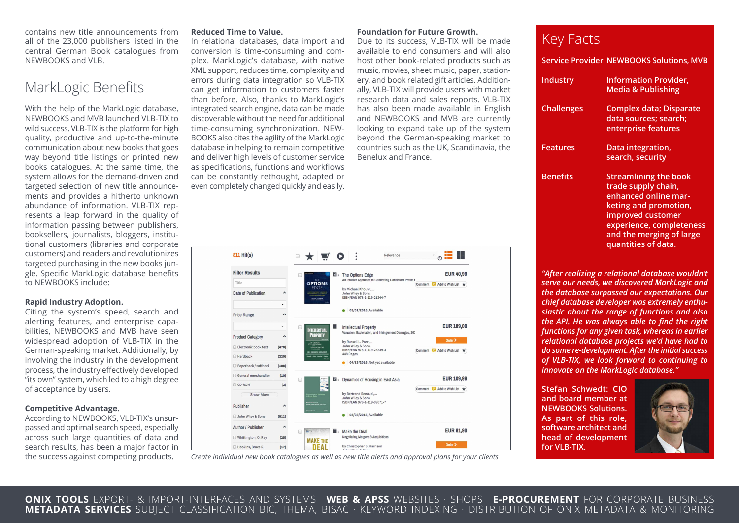contains new title announcements from all of the 23,000 publishers listed in the central German Book catalogues from NEWBOOKS and VLB.

## MarkLogic Benefits

With the help of the MarkLogic database, NEWBOOKS and MVB launched VLB-TIX to wild success. VLB-TIX is the platform for high quality, productive and up-to-the-minute communication about new books that goes way beyond title listings or printed new books catalogues. At the same time, the system allows for the demand-driven and targeted selection of new title announcements and provides a hitherto unknown abundance of information. VLB-TIX represents a leap forward in the quality of information passing between publishers, booksellers, journalists, bloggers, institutional customers (libraries and corporate customers) and readers and revolutionizes targeted purchasing in the new books jungle. Specific MarkLogic database benefits to NEWBOOKS include:

**Rapid Industry Adoption.**
Citing the system's speed, search and alerting features, and enterprise capabilities, NEWBOOKS and MVB have seen widespread adoption of VLB-TIX in the German-speaking market. Additionally, by involving the industry in the development process, the industry effectively developed "its own" system, which led to a high degree of acceptance by users.

**Competitive Advantage.**
According to NEWBOOKS, VLB-TIX's unsurpassed and optimal search speed, especially across such large quantities of data and search results, has been a major factor in the success against competing products.

**Reduced Time to Value.**
In relational databases, data import and conversion is time-consuming and complex. MarkLogic's database, with native XML support, reduces time, complexity and errors during data integration so VLB-TIX can get information to customers faster than before. Also, thanks to MarkLogic's integrated search engine, data can be made discoverable without the need for additional time-consuming synchronization. NEWBOOKS also cites the agility of the MarkLogic database in helping to remain competitive and deliver high levels of customer service as specifications, functions and workflows can be constantly rethought, adapted or even completely changed quickly and easily.

**Foundation for Future Growth.**
Due to its success, VLB-TIX will be made available to end consumers and will also host other book-related products such as music, movies, sheet music, paper, stationery, and book related gift articles. Additionally, VLB-TIX will provide users with market research data and sales reports. VLB-TIX has also been made available in English and NEWBOOKS and MVB are currently looking to expand take up of the system beyond the German-speaking market to countries such as the UK, Scandinavia, the Benelux and France.

*Create individual new book catalogues as well as new title alerts and approval plans for your clients*

## Key Facts

| | |
|---|---|
| **Service Provider** | **NEWBOOKS Solutions, MVB** |
| **Industry** | **Information Provider, Media & Publishing** |
| **Challenges** | **Complex data; Disparate data sources; search; enterprise features** |
| **Features** | **Data integration, search, security** |
| **Benefits** | **Streamlining the book trade supply chain, enhanced online marketing and promotion, improved customer experience, completeness and the merging of large quantities of data.** |

*"After realizing a relational database wouldn't serve our needs, we discovered MarkLogic and the database surpassed our expectations. Our chief database developer was extremely enthusiastic about the range of functions and also the API. He was always able to find the right functions for any given task, whereas in earlier relational database projects we'd have had to do some re-development. After the initial success of VLB-TIX, we look forward to continuing to innovate on the MarkLogic database."*

**Stefan Schwedt: CIO and board member at NEWBOOKS Solutions. As part of this role, software architect and head of development for VLB-TIX.**

**ONIX TOOLS** EXPORT- & IMPORT-INTERFACES AND SYSTEMS **WEB & APSS** WEBSITES · SHOPS **E-PROCUREMENT** FOR CORPORATE BUSINESS
**METADATA SERVICES** SUBJECT CLASSIFICATION BIC, THEMA, BISAC · KEYWORD INDEXING · DISTRIBUTION OF ONIX METADATA & MONITORING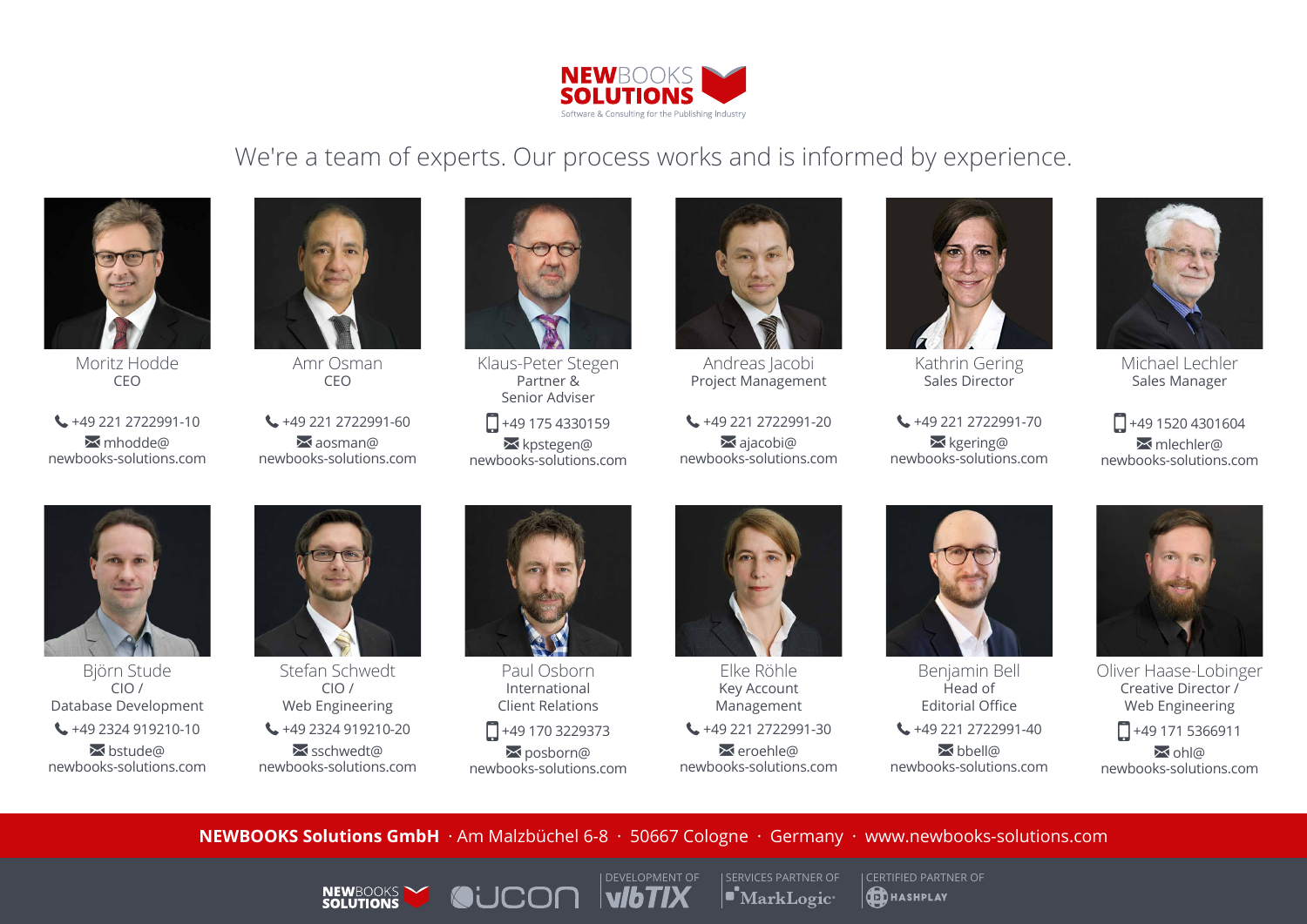NEWBOOKS SOLUTIONS

Software & Consulting for the Publishing Industry

We're a team of experts. Our process works and is informed by experience.

Moritz Hodde
CEO

+49 221 2722991-10
mhodde@newbooks-solutions.com

Amr Osman
CEO

+49 221 2722991-60
aosman@newbooks-solutions.com

Klaus-Peter Stegen
Partner & Senior Adviser

+49 175 4330159
kpstegen@newbooks-solutions.com

Andreas Jacobi
Project Management

+49 221 2722991-20
ajacobi@newbooks-solutions.com

Kathrin Gering
Sales Director

+49 221 2722991-70
kgering@newbooks-solutions.com

Michael Lechler
Sales Manager

+49 1520 4301604
mlechler@newbooks-solutions.com

Björn Stude
CIO / Database Development

+49 2324 919210-10
bstude@newbooks-solutions.com

Stefan Schwedt
CIO / Web Engineering

+49 2324 919210-20
sschwedt@newbooks-solutions.com

Paul Osborn
International Client Relations

+49 170 3229373
posborn@newbooks-solutions.com

Elke Röhle
Key Account Management

+49 221 2722991-30
eroehle@newbooks-solutions.com

Benjamin Bell
Head of Editorial Office

+49 221 2722991-40
bbell@newbooks-solutions.com

Oliver Haase-Lobinger
Creative Director / Web Engineering

+49 171 5366911
ohl@newbooks-solutions.com

**NEWBOOKS Solutions GmbH** · Am Malzbüchel 6-8 · 50667 Cologne · Germany · www.newbooks-solutions.com

NEWBOOKS SOLUTIONS · UCON · DEVELOPMENT OF vlbTIX · SERVICES PARTNER OF MarkLogic · CERTIFIED PARTNER OF HASHPLAY